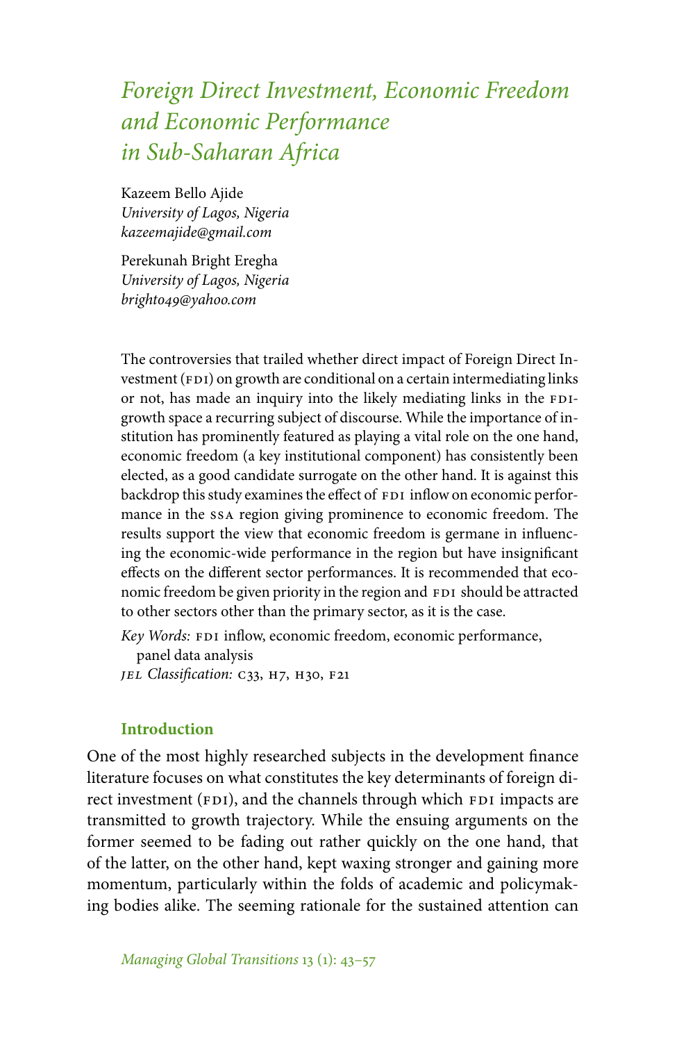# Foreign Direct Investment, Economic Freedom and Economic Performance in Sub-Saharan Africa

Kazeem Bello Ajide
*University of Lagos, Nigeria*
*kazeemajide@gmail.com*

Perekunah Bright Eregha
*University of Lagos, Nigeria*
*bright049@yahoo.com*

The controversies that trailed whether direct impact of Foreign Direct Investment (FDI) on growth are conditional on a certain intermediating links or not, has made an inquiry into the likely mediating links in the FDI-growth space a recurring subject of discourse. While the importance of institution has prominently featured as playing a vital role on the one hand, economic freedom (a key institutional component) has consistently been elected, as a good candidate surrogate on the other hand. It is against this backdrop this study examines the effect of FDI inflow on economic performance in the SSA region giving prominence to economic freedom. The results support the view that economic freedom is germane in influencing the economic-wide performance in the region but have insignificant effects on the different sector performances. It is recommended that economic freedom be given priority in the region and FDI should be attracted to other sectors other than the primary sector, as it is the case.

*Key Words:* FDI inflow, economic freedom, economic performance, panel data analysis
*JEL Classification:* C33, H7, H30, F21

## Introduction

One of the most highly researched subjects in the development finance literature focuses on what constitutes the key determinants of foreign direct investment (FDI), and the channels through which FDI impacts are transmitted to growth trajectory. While the ensuing arguments on the former seemed to be fading out rather quickly on the one hand, that of the latter, on the other hand, kept waxing stronger and gaining more momentum, particularly within the folds of academic and policymaking bodies alike. The seeming rationale for the sustained attention can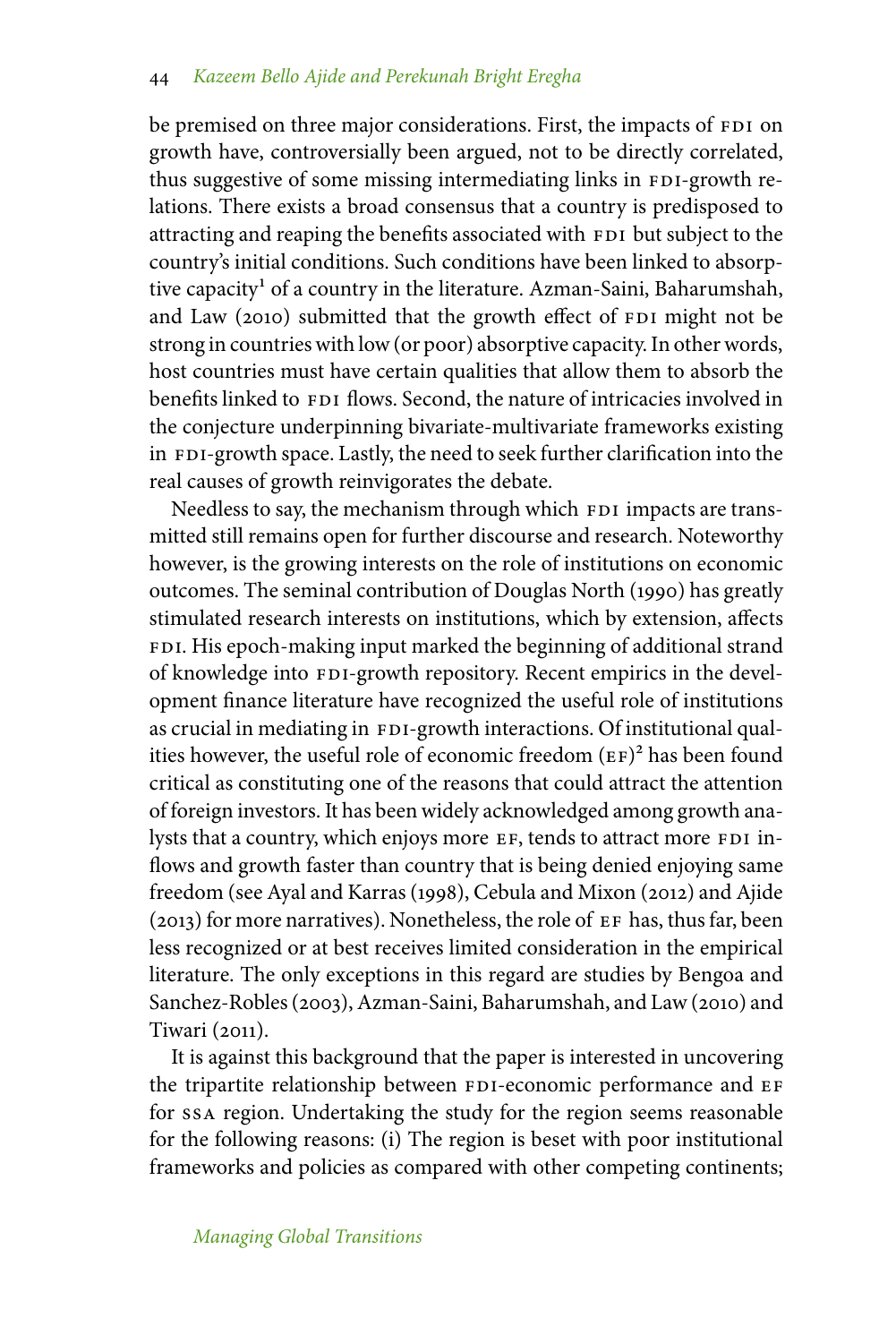be premised on three major considerations. First, the impacts of FDI on growth have, controversially been argued, not to be directly correlated, thus suggestive of some missing intermediating links in FDI-growth relations. There exists a broad consensus that a country is predisposed to attracting and reaping the benefits associated with FDI but subject to the country's initial conditions. Such conditions have been linked to absorptive capacity[1] of a country in the literature. Azman-Saini, Baharumshah, and Law (2010) submitted that the growth effect of FDI might not be strong in countries with low (or poor) absorptive capacity. In other words, host countries must have certain qualities that allow them to absorb the benefits linked to FDI flows. Second, the nature of intricacies involved in the conjecture underpinning bivariate-multivariate frameworks existing in FDI-growth space. Lastly, the need to seek further clarification into the real causes of growth reinvigorates the debate.

Needless to say, the mechanism through which FDI impacts are transmitted still remains open for further discourse and research. Noteworthy however, is the growing interests on the role of institutions on economic outcomes. The seminal contribution of Douglas North (1990) has greatly stimulated research interests on institutions, which by extension, affects FDI. His epoch-making input marked the beginning of additional strand of knowledge into FDI-growth repository. Recent empirics in the development finance literature have recognized the useful role of institutions as crucial in mediating in FDI-growth interactions. Of institutional qualities however, the useful role of economic freedom (EF)[2] has been found critical as constituting one of the reasons that could attract the attention of foreign investors. It has been widely acknowledged among growth analysts that a country, which enjoys more EF, tends to attract more FDI inflows and growth faster than country that is being denied enjoying same freedom (see Ayal and Karras (1998), Cebula and Mixon (2012) and Ajide (2013) for more narratives). Nonetheless, the role of EF has, thus far, been less recognized or at best receives limited consideration in the empirical literature. The only exceptions in this regard are studies by Bengoa and Sanchez-Robles (2003), Azman-Saini, Baharumshah, and Law (2010) and Tiwari (2011).

It is against this background that the paper is interested in uncovering the tripartite relationship between FDI-economic performance and EF for SSA region. Undertaking the study for the region seems reasonable for the following reasons: (i) The region is beset with poor institutional frameworks and policies as compared with other competing continents;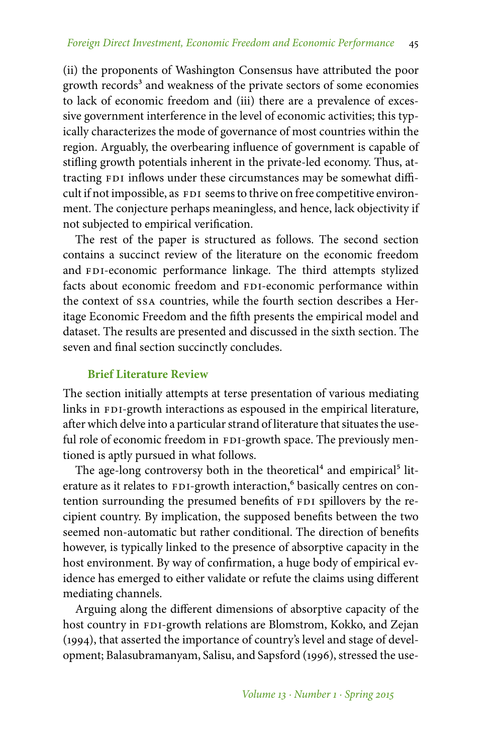(ii) the proponents of Washington Consensus have attributed the poor growth records[3] and weakness of the private sectors of some economies to lack of economic freedom and (iii) there are a prevalence of excessive government interference in the level of economic activities; this typically characterizes the mode of governance of most countries within the region. Arguably, the overbearing influence of government is capable of stifling growth potentials inherent in the private-led economy. Thus, attracting FDI inflows under these circumstances may be somewhat difficult if not impossible, as FDI seems to thrive on free competitive environment. The conjecture perhaps meaningless, and hence, lack objectivity if not subjected to empirical verification.

The rest of the paper is structured as follows. The second section contains a succinct review of the literature on the economic freedom and FDI-economic performance linkage. The third attempts stylized facts about economic freedom and FDI-economic performance within the context of SSA countries, while the fourth section describes a Heritage Economic Freedom and the fifth presents the empirical model and dataset. The results are presented and discussed in the sixth section. The seven and final section succinctly concludes.

## Brief Literature Review

The section initially attempts at terse presentation of various mediating links in FDI-growth interactions as espoused in the empirical literature, after which delve into a particular strand of literature that situates the useful role of economic freedom in FDI-growth space. The previously mentioned is aptly pursued in what follows.

The age-long controversy both in the theoretical[4] and empirical[5] literature as it relates to FDI-growth interaction,[6] basically centres on contention surrounding the presumed benefits of FDI spillovers by the recipient country. By implication, the supposed benefits between the two seemed non-automatic but rather conditional. The direction of benefits however, is typically linked to the presence of absorptive capacity in the host environment. By way of confirmation, a huge body of empirical evidence has emerged to either validate or refute the claims using different mediating channels.

Arguing along the different dimensions of absorptive capacity of the host country in FDI-growth relations are Blomstrom, Kokko, and Zejan (1994), that asserted the importance of country's level and stage of development; Balasubramanyam, Salisu, and Sapsford (1996), stressed the use-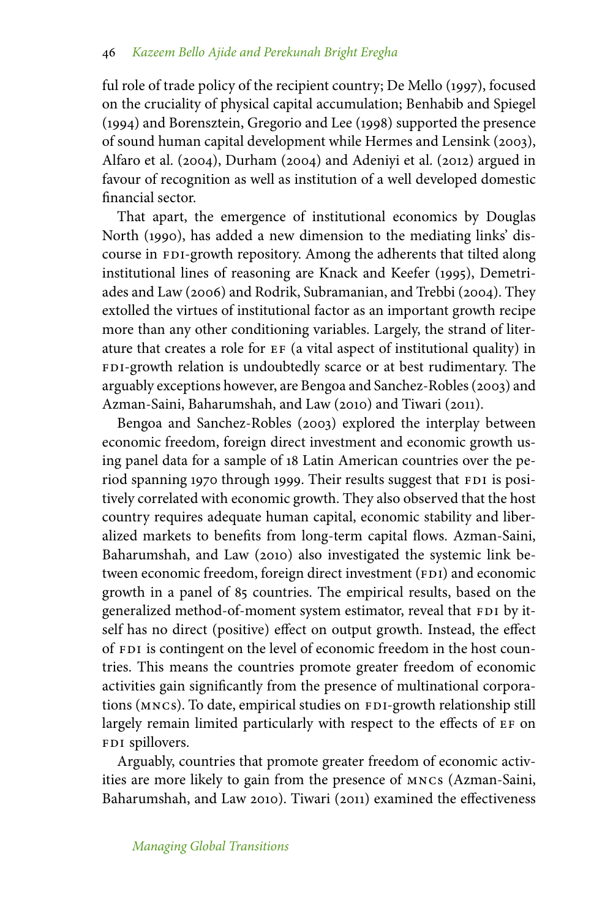ful role of trade policy of the recipient country; De Mello (1997), focused on the cruciality of physical capital accumulation; Benhabib and Spiegel (1994) and Borensztein, Gregorio and Lee (1998) supported the presence of sound human capital development while Hermes and Lensink (2003), Alfaro et al. (2004), Durham (2004) and Adeniyi et al. (2012) argued in favour of recognition as well as institution of a well developed domestic financial sector.

That apart, the emergence of institutional economics by Douglas North (1990), has added a new dimension to the mediating links' discourse in FDI-growth repository. Among the adherents that tilted along institutional lines of reasoning are Knack and Keefer (1995), Demetriades and Law (2006) and Rodrik, Subramanian, and Trebbi (2004). They extolled the virtues of institutional factor as an important growth recipe more than any other conditioning variables. Largely, the strand of literature that creates a role for EF (a vital aspect of institutional quality) in FDI-growth relation is undoubtedly scarce or at best rudimentary. The arguably exceptions however, are Bengoa and Sanchez-Robles (2003) and Azman-Saini, Baharumshah, and Law (2010) and Tiwari (2011).

Bengoa and Sanchez-Robles (2003) explored the interplay between economic freedom, foreign direct investment and economic growth using panel data for a sample of 18 Latin American countries over the period spanning 1970 through 1999. Their results suggest that FDI is positively correlated with economic growth. They also observed that the host country requires adequate human capital, economic stability and liberalized markets to benefits from long-term capital flows. Azman-Saini, Baharumshah, and Law (2010) also investigated the systemic link between economic freedom, foreign direct investment (FDI) and economic growth in a panel of 85 countries. The empirical results, based on the generalized method-of-moment system estimator, reveal that FDI by itself has no direct (positive) effect on output growth. Instead, the effect of FDI is contingent on the level of economic freedom in the host countries. This means the countries promote greater freedom of economic activities gain significantly from the presence of multinational corporations (MNCs). To date, empirical studies on FDI-growth relationship still largely remain limited particularly with respect to the effects of EF on FDI spillovers.

Arguably, countries that promote greater freedom of economic activities are more likely to gain from the presence of MNCs (Azman-Saini, Baharumshah, and Law 2010). Tiwari (2011) examined the effectiveness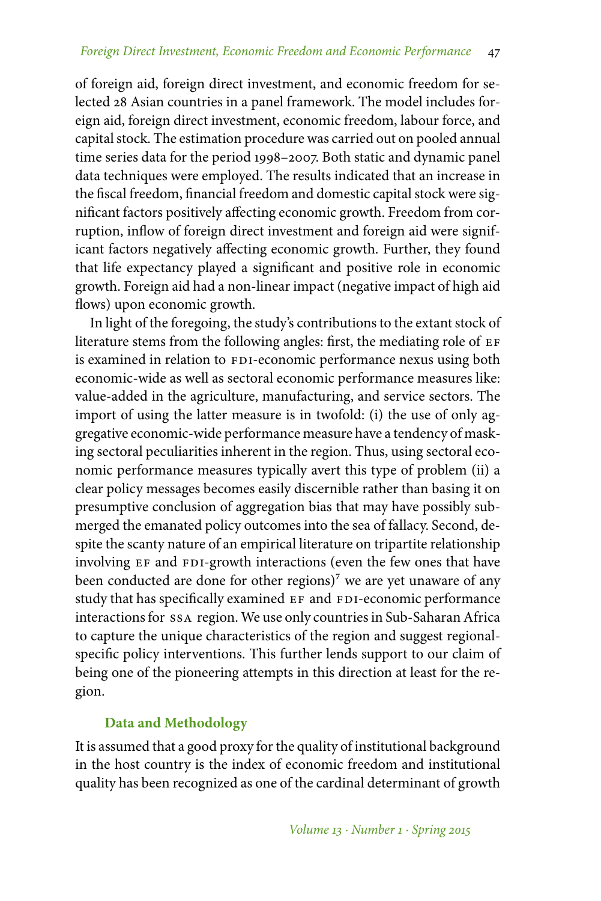of foreign aid, foreign direct investment, and economic freedom for selected 28 Asian countries in a panel framework. The model includes foreign aid, foreign direct investment, economic freedom, labour force, and capital stock. The estimation procedure was carried out on pooled annual time series data for the period 1998–2007. Both static and dynamic panel data techniques were employed. The results indicated that an increase in the fiscal freedom, financial freedom and domestic capital stock were significant factors positively affecting economic growth. Freedom from corruption, inflow of foreign direct investment and foreign aid were significant factors negatively affecting economic growth. Further, they found that life expectancy played a significant and positive role in economic growth. Foreign aid had a non-linear impact (negative impact of high aid flows) upon economic growth.

In light of the foregoing, the study's contributions to the extant stock of literature stems from the following angles: first, the mediating role of EF is examined in relation to FDI-economic performance nexus using both economic-wide as well as sectoral economic performance measures like: value-added in the agriculture, manufacturing, and service sectors. The import of using the latter measure is in twofold: (i) the use of only aggregative economic-wide performance measure have a tendency of masking sectoral peculiarities inherent in the region. Thus, using sectoral economic performance measures typically avert this type of problem (ii) a clear policy messages becomes easily discernible rather than basing it on presumptive conclusion of aggregation bias that may have possibly submerged the emanated policy outcomes into the sea of fallacy. Second, despite the scanty nature of an empirical literature on tripartite relationship involving EF and FDI-growth interactions (even the few ones that have been conducted are done for other regions)[7] we are yet unaware of any study that has specifically examined EF and FDI-economic performance interactions for SSA region. We use only countries in Sub-Saharan Africa to capture the unique characteristics of the region and suggest regional-specific policy interventions. This further lends support to our claim of being one of the pioneering attempts in this direction at least for the region.

## Data and Methodology

It is assumed that a good proxy for the quality of institutional background in the host country is the index of economic freedom and institutional quality has been recognized as one of the cardinal determinant of growth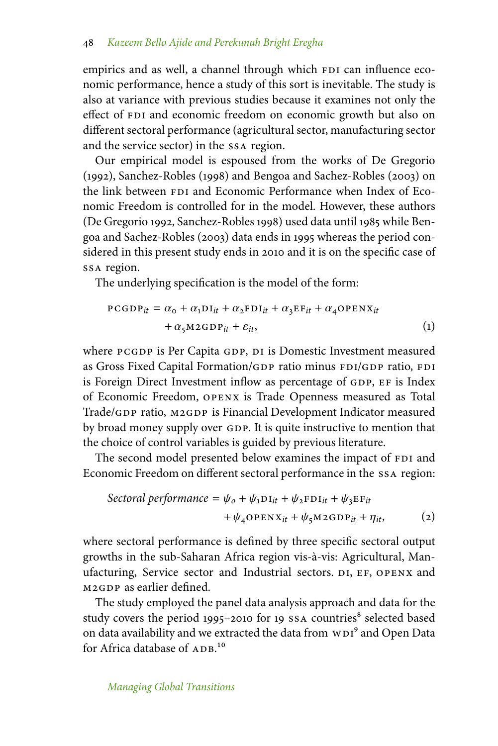empirics and as well, a channel through which FDI can influence economic performance, hence a study of this sort is inevitable. The study is also at variance with previous studies because it examines not only the effect of FDI and economic freedom on economic growth but also on different sectoral performance (agricultural sector, manufacturing sector and the service sector) in the SSA region.

Our empirical model is espoused from the works of De Gregorio (1992), Sanchez-Robles (1998) and Bengoa and Sachez-Robles (2003) on the link between FDI and Economic Performance when Index of Economic Freedom is controlled for in the model. However, these authors (De Gregorio 1992, Sanchez-Robles 1998) used data until 1985 while Bengoa and Sachez-Robles (2003) data ends in 1995 whereas the period considered in this present study ends in 2010 and it is on the specific case of SSA region.

The underlying specification is the model of the form:

$$\text{PCGDP}_{it} = \alpha_0 + \alpha_1 \text{DI}_{it} + \alpha_2 \text{FDI}_{it} + \alpha_3 \text{EF}_{it} + \alpha_4 \text{OPENX}_{it} + \alpha_5 \text{M2GDP}_{it} + \varepsilon_{it}, \tag{1}$$

where PCGDP is Per Capita GDP, DI is Domestic Investment measured as Gross Fixed Capital Formation/GDP ratio minus FDI/GDP ratio, FDI is Foreign Direct Investment inflow as percentage of GDP, EF is Index of Economic Freedom, OPENX is Trade Openness measured as Total Trade/GDP ratio, M2GDP is Financial Development Indicator measured by broad money supply over GDP. It is quite instructive to mention that the choice of control variables is guided by previous literature.

The second model presented below examines the impact of FDI and Economic Freedom on different sectoral performance in the SSA region:

$$\textit{Sectoral performance} = \psi_o + \psi_1 \text{DI}_{it} + \psi_2 \text{FDI}_{it} + \psi_3 \text{EF}_{it} + \psi_4 \text{OPENX}_{it} + \psi_5 \text{M2GDP}_{it} + \eta_{it}, \tag{2}$$

where sectoral performance is defined by three specific sectoral output growths in the sub-Saharan Africa region vis-à-vis: Agricultural, Manufacturing, Service sector and Industrial sectors. DI, EF, OPENX and M2GDP as earlier defined.

The study employed the panel data analysis approach and data for the study covers the period 1995–2010 for 19 SSA countries[8] selected based on data availability and we extracted the data from WDI[9] and Open Data for Africa database of ADB.[10]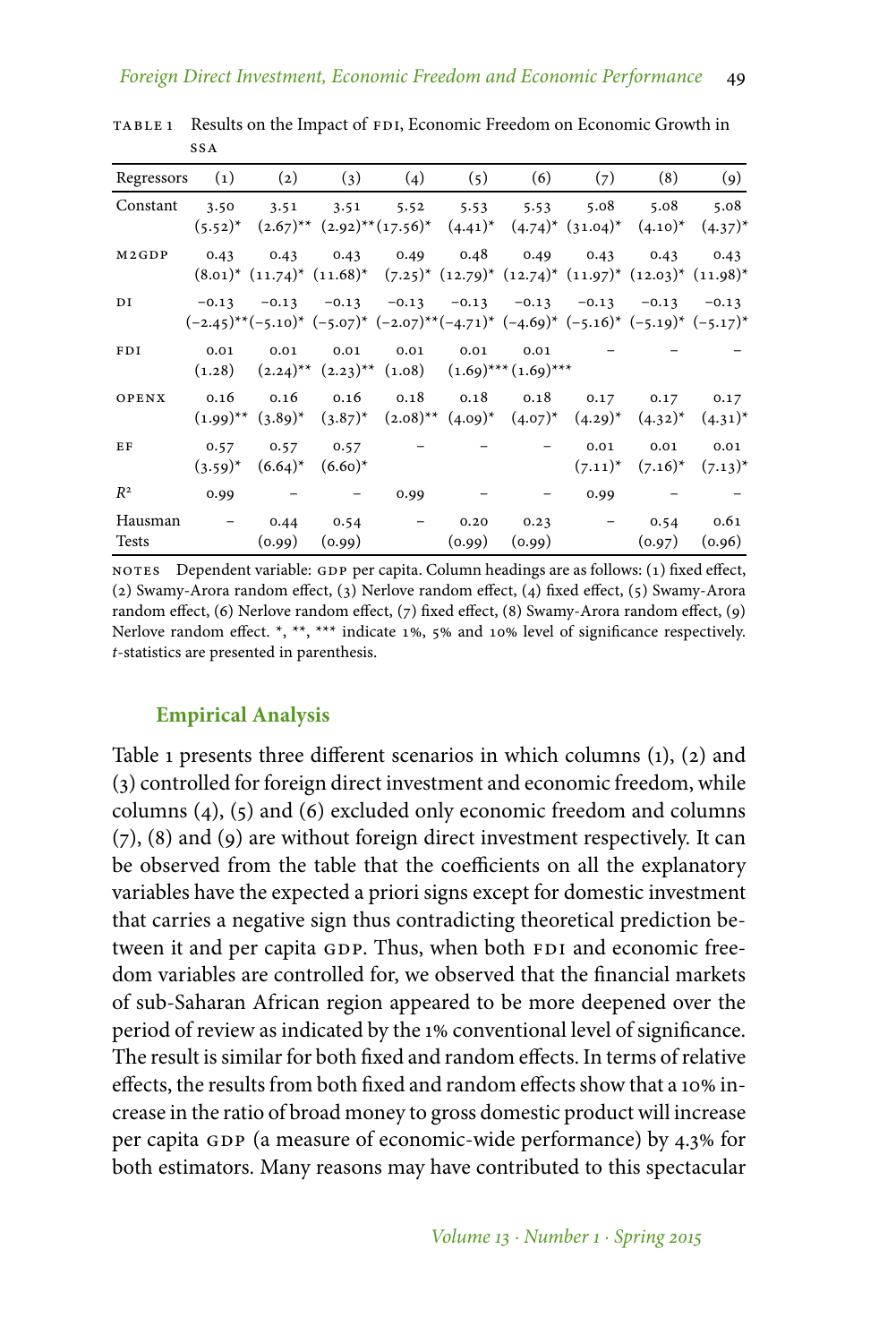TABLE 1 Results on the Impact of FDI, Economic Freedom on Economic Growth in SSA

| Regressors | (1) | (2) | (3) | (4) | (5) | (6) | (7) | (8) | (9) |
|---|---|---|---|---|---|---|---|---|---|
| Constant | 3.50 (5.52)* | 3.51 (2.67)** | 3.51 (2.92)** | 5.52 (17.56)* | 5.53 (4.41)* | 5.53 (4.74)* | 5.08 (31.04)* | 5.08 (4.10)* | 5.08 (4.37)* |
| M2GDP | 0.43 (8.01)* | 0.43 (11.74)* | 0.43 (11.68)* | 0.49 (7.25)* | 0.48 (12.79)* | 0.49 (12.74)* | 0.43 (11.97)* | 0.43 (12.03)* | 0.43 (11.98)* |
| DI | −0.13 (−2.45)** | −0.13 (−5.10)* | −0.13 (−5.07)* | −0.13 (−2.07)** | −0.13 (−4.71)* | −0.13 (−4.69)* | −0.13 (−5.16)* | −0.13 (−5.19)* | −0.13 (−5.17)* |
| FDI | 0.01 (1.28) | 0.01 (2.24)** | 0.01 (2.23)** | 0.01 (1.08) | 0.01 (1.69)*** | 0.01 (1.69)*** | – | – | – |
| OPENX | 0.16 (1.99)** | 0.16 (3.89)* | 0.16 (3.87)* | 0.18 (2.08)** | 0.18 (4.09)* | 0.18 (4.07)* | 0.17 (4.29)* | 0.17 (4.32)* | 0.17 (4.31)* |
| EF | 0.57 (3.59)* | 0.57 (6.64)* | 0.57 (6.60)* | – | – | – | 0.01 (7.11)* | 0.01 (7.16)* | 0.01 (7.13)* |
| $R^2$ | 0.99 | – | – | 0.99 | – | – | 0.99 | – | – |
| Hausman Tests | – | 0.44 (0.99) | 0.54 (0.99) | – | 0.20 (0.99) | 0.23 (0.99) | – | 0.54 (0.97) | 0.61 (0.96) |

NOTES Dependent variable: GDP per capita. Column headings are as follows: (1) fixed effect, (2) Swamy-Arora random effect, (3) Nerlove random effect, (4) fixed effect, (5) Swamy-Arora random effect, (6) Nerlove random effect, (7) fixed effect, (8) Swamy-Arora random effect, (9) Nerlove random effect. *, **, *** indicate 1%, 5% and 10% level of significance respectively. *t*-statistics are presented in parenthesis.

## Empirical Analysis

Table 1 presents three different scenarios in which columns (1), (2) and (3) controlled for foreign direct investment and economic freedom, while columns (4), (5) and (6) excluded only economic freedom and columns (7), (8) and (9) are without foreign direct investment respectively. It can be observed from the table that the coefficients on all the explanatory variables have the expected a priori signs except for domestic investment that carries a negative sign thus contradicting theoretical prediction between it and per capita GDP. Thus, when both FDI and economic freedom variables are controlled for, we observed that the financial markets of sub-Saharan African region appeared to be more deepened over the period of review as indicated by the 1% conventional level of significance. The result is similar for both fixed and random effects. In terms of relative effects, the results from both fixed and random effects show that a 10% increase in the ratio of broad money to gross domestic product will increase per capita GDP (a measure of economic-wide performance) by 4.3% for both estimators. Many reasons may have contributed to this spectacular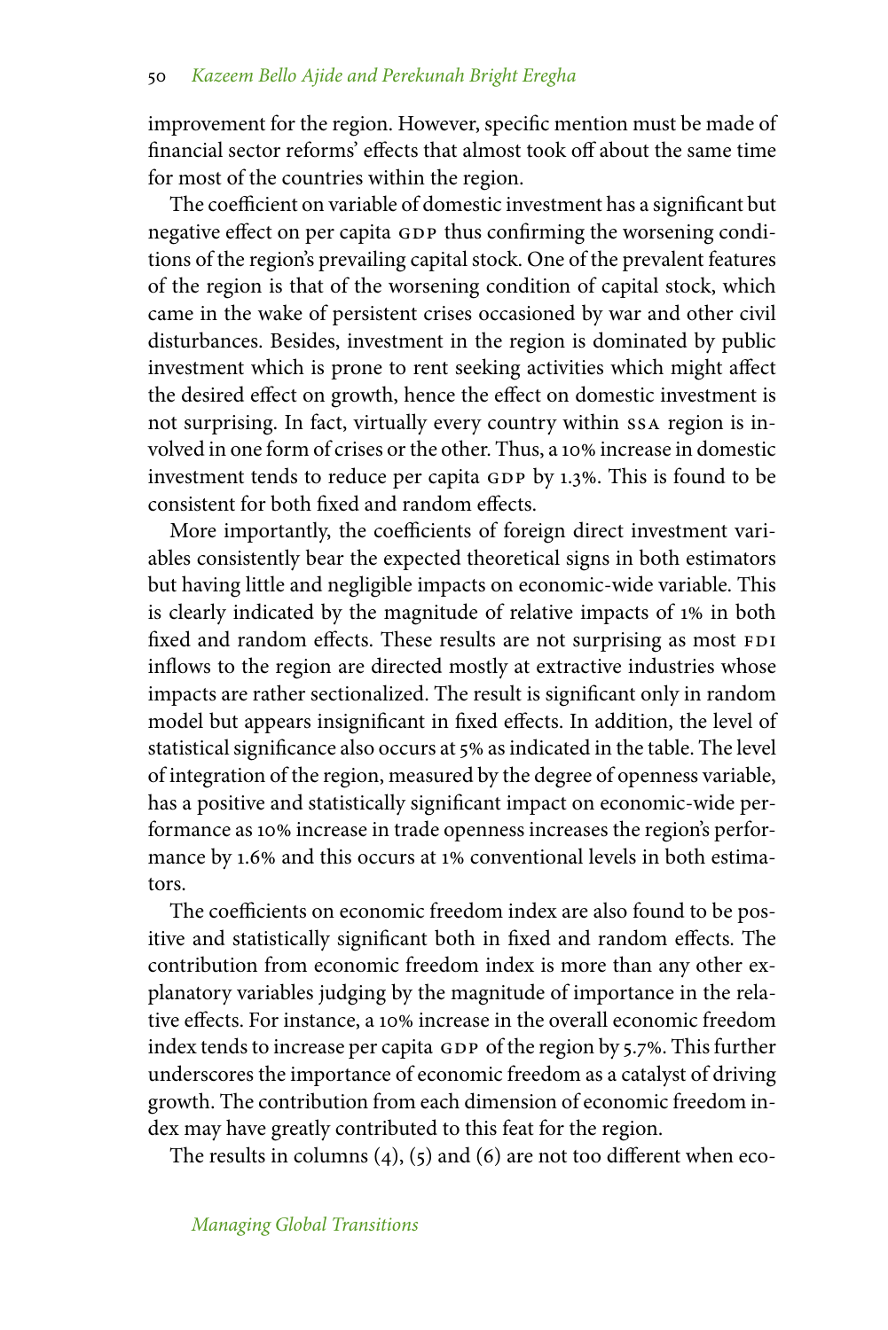improvement for the region. However, specific mention must be made of financial sector reforms' effects that almost took off about the same time for most of the countries within the region.

The coefficient on variable of domestic investment has a significant but negative effect on per capita GDP thus confirming the worsening conditions of the region's prevailing capital stock. One of the prevalent features of the region is that of the worsening condition of capital stock, which came in the wake of persistent crises occasioned by war and other civil disturbances. Besides, investment in the region is dominated by public investment which is prone to rent seeking activities which might affect the desired effect on growth, hence the effect on domestic investment is not surprising. In fact, virtually every country within SSA region is involved in one form of crises or the other. Thus, a 10% increase in domestic investment tends to reduce per capita GDP by 1.3%. This is found to be consistent for both fixed and random effects.

More importantly, the coefficients of foreign direct investment variables consistently bear the expected theoretical signs in both estimators but having little and negligible impacts on economic-wide variable. This is clearly indicated by the magnitude of relative impacts of 1% in both fixed and random effects. These results are not surprising as most FDI inflows to the region are directed mostly at extractive industries whose impacts are rather sectionalized. The result is significant only in random model but appears insignificant in fixed effects. In addition, the level of statistical significance also occurs at 5% as indicated in the table. The level of integration of the region, measured by the degree of openness variable, has a positive and statistically significant impact on economic-wide performance as 10% increase in trade openness increases the region's performance by 1.6% and this occurs at 1% conventional levels in both estimators.

The coefficients on economic freedom index are also found to be positive and statistically significant both in fixed and random effects. The contribution from economic freedom index is more than any other explanatory variables judging by the magnitude of importance in the relative effects. For instance, a 10% increase in the overall economic freedom index tends to increase per capita GDP of the region by 5.7%. This further underscores the importance of economic freedom as a catalyst of driving growth. The contribution from each dimension of economic freedom index may have greatly contributed to this feat for the region.

The results in columns (4), (5) and (6) are not too different when eco-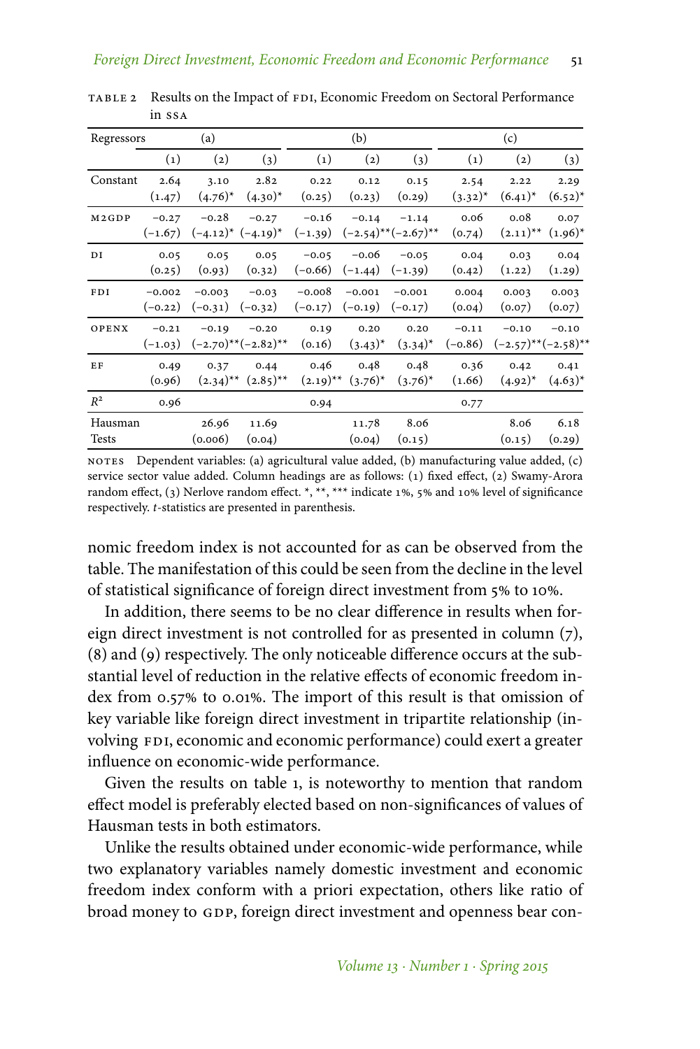TABLE 2 Results on the Impact of FDI, Economic Freedom on Sectoral Performance in SSA

| Regressors | (a) | | | (b) | | | (c) | | |
|---|---|---|---|---|---|---|---|---|---|
| | (1) | (2) | (3) | (1) | (2) | (3) | (1) | (2) | (3) |
| Constant | 2.64 (1.47) | 3.10 (4.76)* | 2.82 (4.30)* | 0.22 (0.25) | 0.12 (0.23) | 0.15 (0.29) | 2.54 (3.32)* | 2.22 (6.41)* | 2.29 (6.52)* |
| M2GDP | −0.27 (−1.67) | −0.28 (−4.12)* | −0.27 (−4.19)* | −0.16 (−1.39) | −0.14 (−2.54)** | −1.14 (−2.67)** | 0.06 (0.74) | 0.08 (2.11)** | 0.07 (1.96)* |
| DI | 0.05 (0.25) | 0.05 (0.93) | 0.05 (0.32) | −0.05 (−0.66) | −0.06 (−1.44) | −0.05 (−1.39) | 0.04 (0.42) | 0.03 (1.22) | 0.04 (1.29) |
| FDI | −0.002 (−0.22) | −0.003 (−0.31) | −0.03 (−0.32) | −0.008 (−0.17) | −0.001 (−0.19) | −0.001 (−0.17) | 0.004 (0.04) | 0.003 (0.07) | 0.003 (0.07) |
| OPENX | −0.21 (−1.03) | −0.19 (−2.70)** | −0.20 (−2.82)** | 0.19 (0.16) | 0.20 (3.43)* | 0.20 (3.34)* | −0.11 (−0.86) | −0.10 (−2.57)** | −0.10 (−2.58)** |
| EF | 0.49 (0.96) | 0.37 (2.34)** | 0.44 (2.85)** | 0.46 (2.19)** | 0.48 (3.76)* | 0.48 (3.76)* | 0.36 (1.66) | 0.42 (4.92)* | 0.41 (4.63)* |
| $R^2$ | 0.96 | | | 0.94 | | | 0.77 | | |
| Hausman Tests | | 26.96 (0.006) | 11.69 (0.04) | | 11.78 (0.04) | 8.06 (0.15) | | 8.06 (0.15) | 6.18 (0.29) |

NOTES Dependent variables: (a) agricultural value added, (b) manufacturing value added, (c) service sector value added. Column headings are as follows: (1) fixed effect, (2) Swamy-Arora random effect, (3) Nerlove random effect. *, **, *** indicate 1%, 5% and 10% level of significance respectively. *t*-statistics are presented in parenthesis.

nomic freedom index is not accounted for as can be observed from the table. The manifestation of this could be seen from the decline in the level of statistical significance of foreign direct investment from 5% to 10%.

In addition, there seems to be no clear difference in results when foreign direct investment is not controlled for as presented in column (7), (8) and (9) respectively. The only noticeable difference occurs at the substantial level of reduction in the relative effects of economic freedom index from 0.57% to 0.01%. The import of this result is that omission of key variable like foreign direct investment in tripartite relationship (involving FDI, economic and economic performance) could exert a greater influence on economic-wide performance.

Given the results on table 1, is noteworthy to mention that random effect model is preferably elected based on non-significances of values of Hausman tests in both estimators.

Unlike the results obtained under economic-wide performance, while two explanatory variables namely domestic investment and economic freedom index conform with a priori expectation, others like ratio of broad money to GDP, foreign direct investment and openness bear con-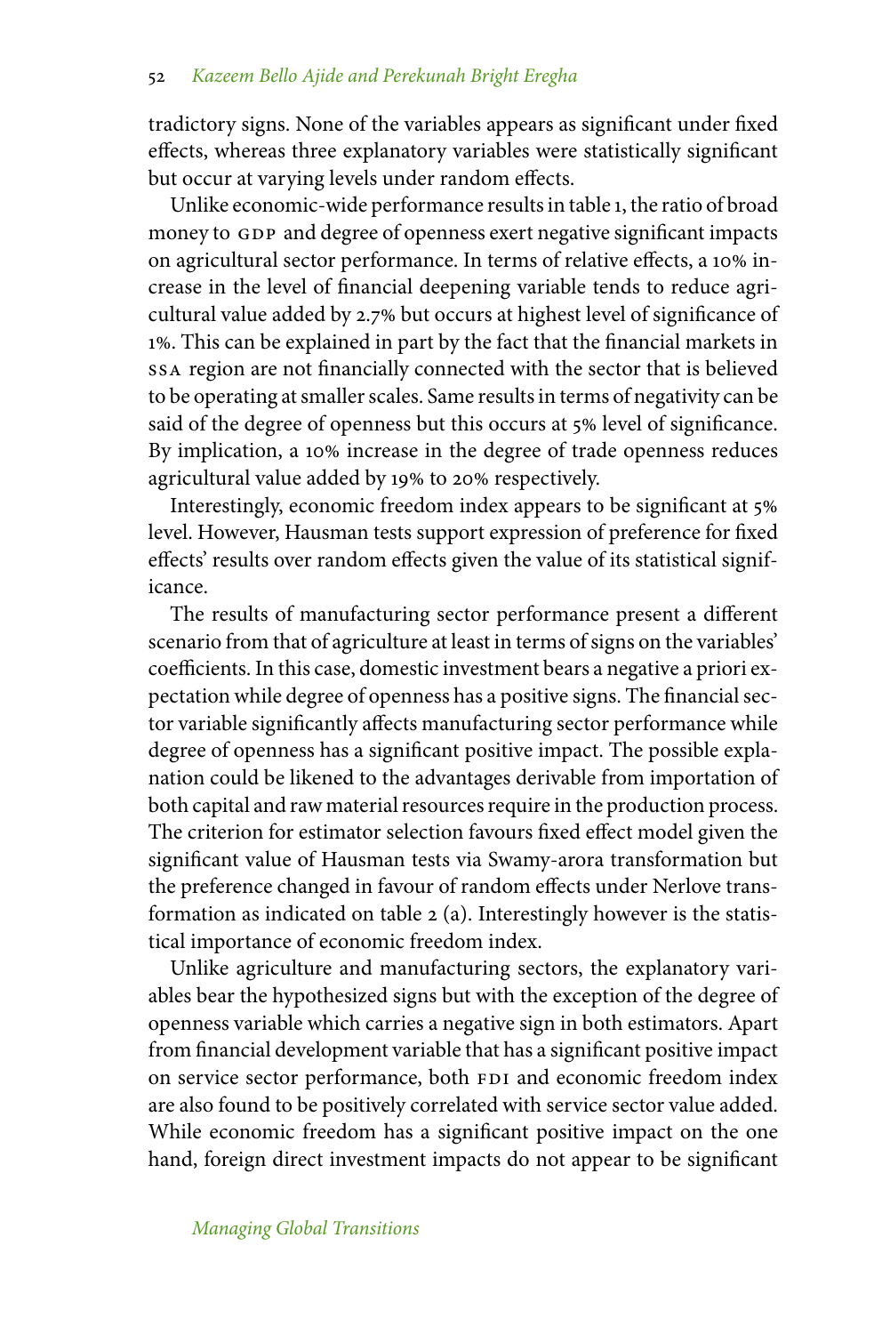tradictory signs. None of the variables appears as significant under fixed effects, whereas three explanatory variables were statistically significant but occur at varying levels under random effects.

Unlike economic-wide performance results in table 1, the ratio of broad money to GDP and degree of openness exert negative significant impacts on agricultural sector performance. In terms of relative effects, a 10% increase in the level of financial deepening variable tends to reduce agricultural value added by 2.7% but occurs at highest level of significance of 1%. This can be explained in part by the fact that the financial markets in SSA region are not financially connected with the sector that is believed to be operating at smaller scales. Same results in terms of negativity can be said of the degree of openness but this occurs at 5% level of significance. By implication, a 10% increase in the degree of trade openness reduces agricultural value added by 19% to 20% respectively.

Interestingly, economic freedom index appears to be significant at 5% level. However, Hausman tests support expression of preference for fixed effects' results over random effects given the value of its statistical significance.

The results of manufacturing sector performance present a different scenario from that of agriculture at least in terms of signs on the variables' coefficients. In this case, domestic investment bears a negative a priori expectation while degree of openness has a positive signs. The financial sector variable significantly affects manufacturing sector performance while degree of openness has a significant positive impact. The possible explanation could be likened to the advantages derivable from importation of both capital and raw material resources require in the production process. The criterion for estimator selection favours fixed effect model given the significant value of Hausman tests via Swamy-arora transformation but the preference changed in favour of random effects under Nerlove transformation as indicated on table 2 (a). Interestingly however is the statistical importance of economic freedom index.

Unlike agriculture and manufacturing sectors, the explanatory variables bear the hypothesized signs but with the exception of the degree of openness variable which carries a negative sign in both estimators. Apart from financial development variable that has a significant positive impact on service sector performance, both FDI and economic freedom index are also found to be positively correlated with service sector value added. While economic freedom has a significant positive impact on the one hand, foreign direct investment impacts do not appear to be significant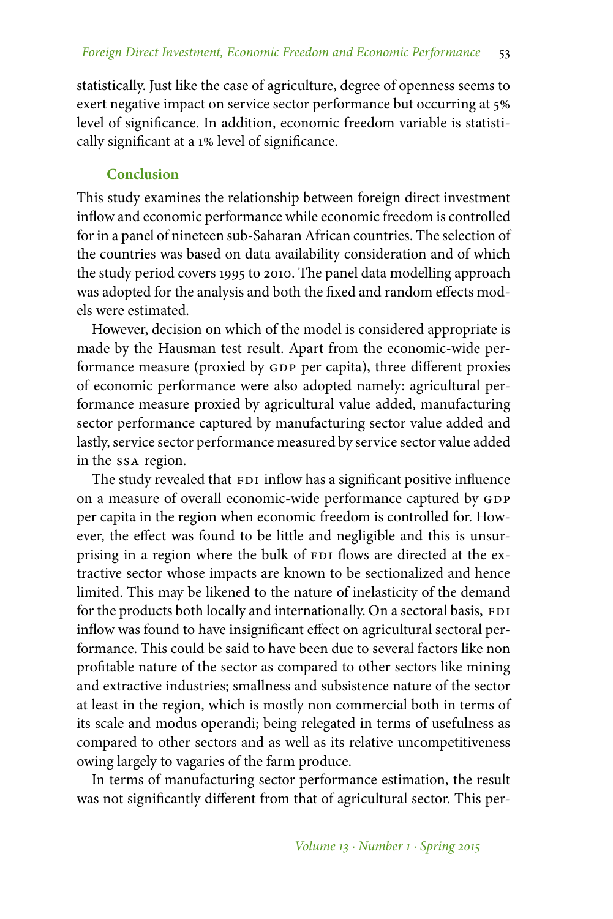statistically. Just like the case of agriculture, degree of openness seems to exert negative impact on service sector performance but occurring at 5% level of significance. In addition, economic freedom variable is statistically significant at a 1% level of significance.

## Conclusion

This study examines the relationship between foreign direct investment inflow and economic performance while economic freedom is controlled for in a panel of nineteen sub-Saharan African countries. The selection of the countries was based on data availability consideration and of which the study period covers 1995 to 2010. The panel data modelling approach was adopted for the analysis and both the fixed and random effects models were estimated.

However, decision on which of the model is considered appropriate is made by the Hausman test result. Apart from the economic-wide performance measure (proxied by GDP per capita), three different proxies of economic performance were also adopted namely: agricultural performance measure proxied by agricultural value added, manufacturing sector performance captured by manufacturing sector value added and lastly, service sector performance measured by service sector value added in the SSA region.

The study revealed that FDI inflow has a significant positive influence on a measure of overall economic-wide performance captured by GDP per capita in the region when economic freedom is controlled for. However, the effect was found to be little and negligible and this is unsurprising in a region where the bulk of FDI flows are directed at the extractive sector whose impacts are known to be sectionalized and hence limited. This may be likened to the nature of inelasticity of the demand for the products both locally and internationally. On a sectoral basis, FDI inflow was found to have insignificant effect on agricultural sectoral performance. This could be said to have been due to several factors like non profitable nature of the sector as compared to other sectors like mining and extractive industries; smallness and subsistence nature of the sector at least in the region, which is mostly non commercial both in terms of its scale and modus operandi; being relegated in terms of usefulness as compared to other sectors and as well as its relative uncompetitiveness owing largely to vagaries of the farm produce.

In terms of manufacturing sector performance estimation, the result was not significantly different from that of agricultural sector. This per-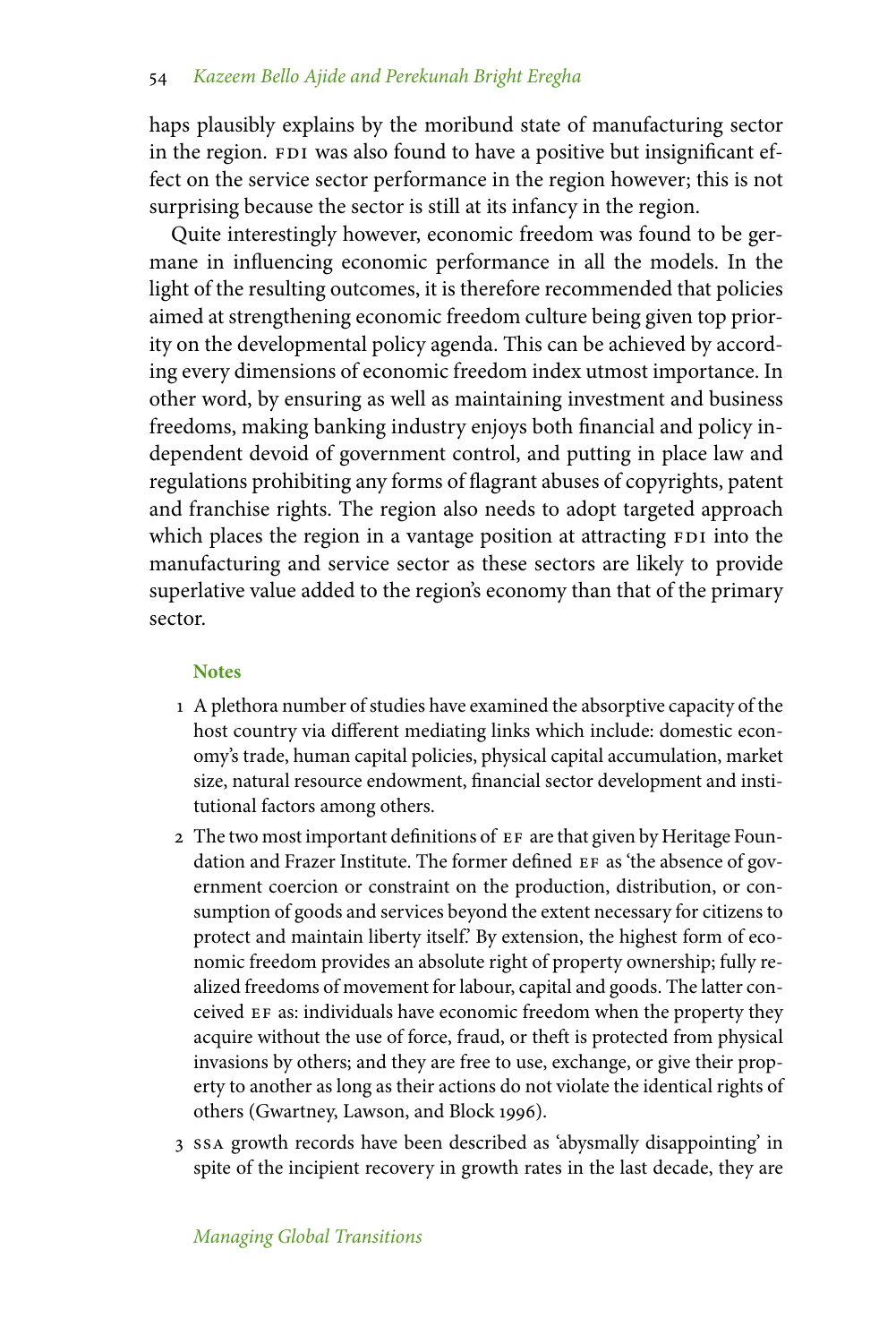haps plausibly explains by the moribund state of manufacturing sector in the region. FDI was also found to have a positive but insignificant effect on the service sector performance in the region however; this is not surprising because the sector is still at its infancy in the region.

Quite interestingly however, economic freedom was found to be germane in influencing economic performance in all the models. In the light of the resulting outcomes, it is therefore recommended that policies aimed at strengthening economic freedom culture being given top priority on the developmental policy agenda. This can be achieved by according every dimensions of economic freedom index utmost importance. In other word, by ensuring as well as maintaining investment and business freedoms, making banking industry enjoys both financial and policy independent devoid of government control, and putting in place law and regulations prohibiting any forms of flagrant abuses of copyrights, patent and franchise rights. The region also needs to adopt targeted approach which places the region in a vantage position at attracting FDI into the manufacturing and service sector as these sectors are likely to provide superlative value added to the region's economy than that of the primary sector.

### Notes

1. A plethora number of studies have examined the absorptive capacity of the host country via different mediating links which include: domestic economy's trade, human capital policies, physical capital accumulation, market size, natural resource endowment, financial sector development and institutional factors among others.
2. The two most important definitions of EF are that given by Heritage Foundation and Frazer Institute. The former defined EF as 'the absence of government coercion or constraint on the production, distribution, or consumption of goods and services beyond the extent necessary for citizens to protect and maintain liberty itself.' By extension, the highest form of economic freedom provides an absolute right of property ownership; fully realized freedoms of movement for labour, capital and goods. The latter conceived EF as: individuals have economic freedom when the property they acquire without the use of force, fraud, or theft is protected from physical invasions by others; and they are free to use, exchange, or give their property to another as long as their actions do not violate the identical rights of others (Gwartney, Lawson, and Block 1996).
3. SSA growth records have been described as 'abysmally disappointing' in spite of the incipient recovery in growth rates in the last decade, they are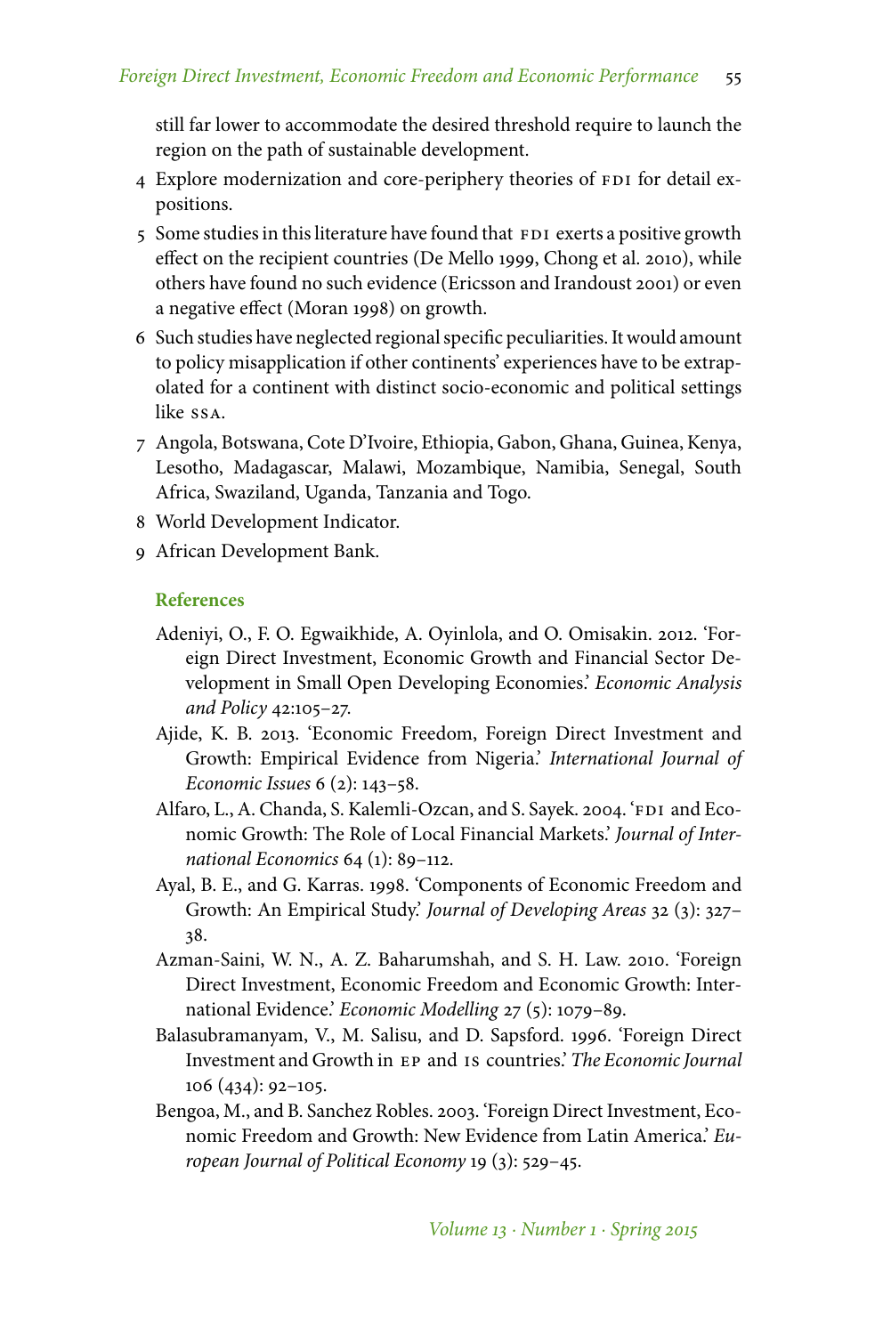still far lower to accommodate the desired threshold require to launch the region on the path of sustainable development.

4. Explore modernization and core-periphery theories of FDI for detail expositions.
5. Some studies in this literature have found that FDI exerts a positive growth effect on the recipient countries (De Mello 1999, Chong et al. 2010), while others have found no such evidence (Ericsson and Irandoust 2001) or even a negative effect (Moran 1998) on growth.
6. Such studies have neglected regional specific peculiarities. It would amount to policy misapplication if other continents' experiences have to be extrapolated for a continent with distinct socio-economic and political settings like SSA.
7. Angola, Botswana, Cote D'Ivoire, Ethiopia, Gabon, Ghana, Guinea, Kenya, Lesotho, Madagascar, Malawi, Mozambique, Namibia, Senegal, South Africa, Swaziland, Uganda, Tanzania and Togo.
8. World Development Indicator.
9. African Development Bank.

## References

Adeniyi, O., F. O. Egwaikhide, A. Oyinlola, and O. Omisakin. 2012. 'Foreign Direct Investment, Economic Growth and Financial Sector Development in Small Open Developing Economies.' *Economic Analysis and Policy* 42:105–27.

Ajide, K. B. 2013. 'Economic Freedom, Foreign Direct Investment and Growth: Empirical Evidence from Nigeria.' *International Journal of Economic Issues* 6 (2): 143–58.

Alfaro, L., A. Chanda, S. Kalemli-Ozcan, and S. Sayek. 2004. 'FDI and Economic Growth: The Role of Local Financial Markets.' *Journal of International Economics* 64 (1): 89–112.

Ayal, B. E., and G. Karras. 1998. 'Components of Economic Freedom and Growth: An Empirical Study.' *Journal of Developing Areas* 32 (3): 327–38.

Azman-Saini, W. N., A. Z. Baharumshah, and S. H. Law. 2010. 'Foreign Direct Investment, Economic Freedom and Economic Growth: International Evidence.' *Economic Modelling* 27 (5): 1079–89.

Balasubramanyam, V., M. Salisu, and D. Sapsford. 1996. 'Foreign Direct Investment and Growth in EP and IS countries.' *The Economic Journal* 106 (434): 92–105.

Bengoa, M., and B. Sanchez Robles. 2003. 'Foreign Direct Investment, Economic Freedom and Growth: New Evidence from Latin America.' *European Journal of Political Economy* 19 (3): 529–45.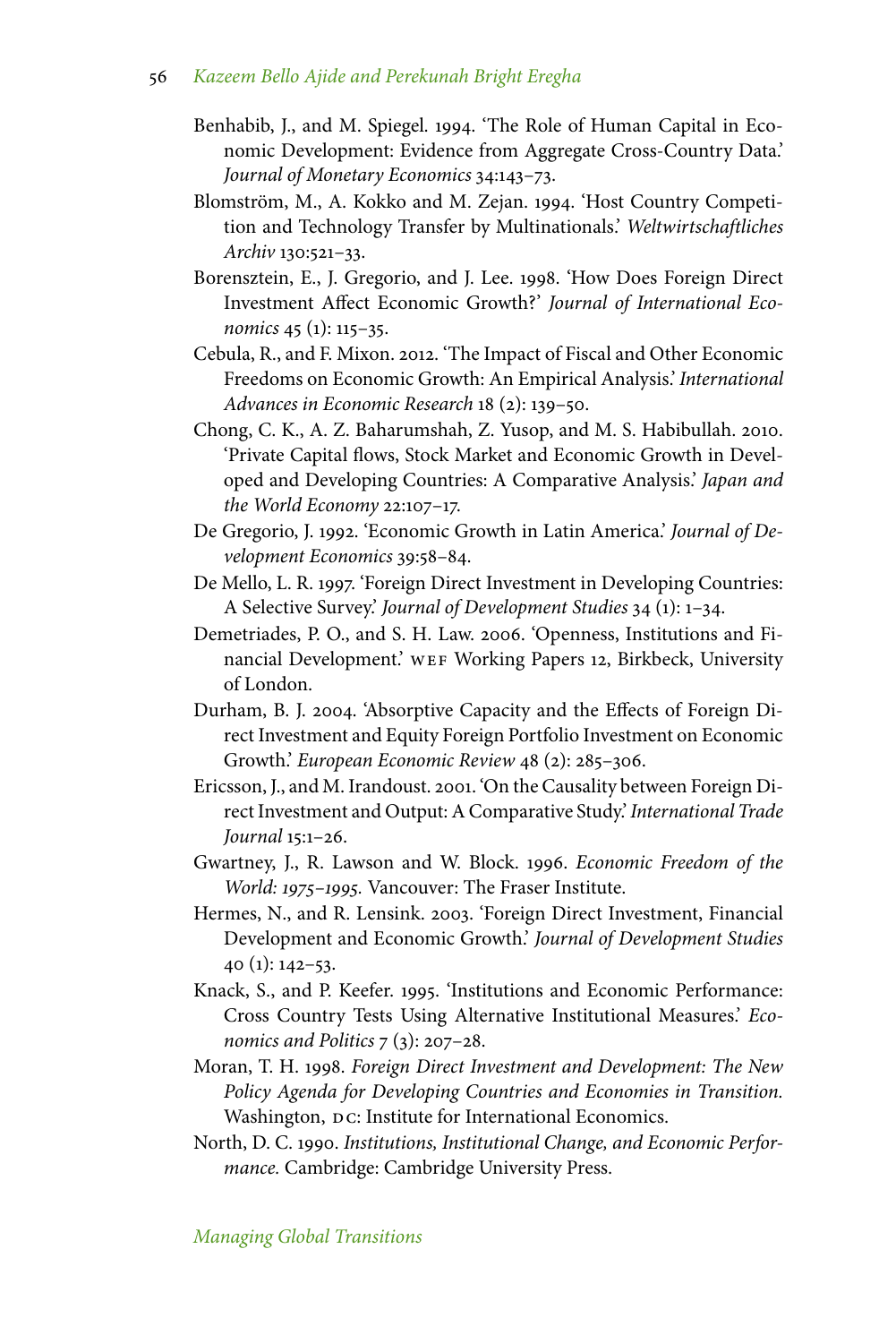Benhabib, J., and M. Spiegel. 1994. 'The Role of Human Capital in Economic Development: Evidence from Aggregate Cross-Country Data.' *Journal of Monetary Economics* 34:143–73.

Blomström, M., A. Kokko and M. Zejan. 1994. 'Host Country Competition and Technology Transfer by Multinationals.' *Weltwirtschaftliches Archiv* 130:521–33.

Borensztein, E., J. Gregorio, and J. Lee. 1998. 'How Does Foreign Direct Investment Affect Economic Growth?' *Journal of International Economics* 45 (1): 115–35.

Cebula, R., and F. Mixon. 2012. 'The Impact of Fiscal and Other Economic Freedoms on Economic Growth: An Empirical Analysis.' *International Advances in Economic Research* 18 (2): 139–50.

Chong, C. K., A. Z. Baharumshah, Z. Yusop, and M. S. Habibullah. 2010. 'Private Capital flows, Stock Market and Economic Growth in Developed and Developing Countries: A Comparative Analysis.' *Japan and the World Economy* 22:107–17.

De Gregorio, J. 1992. 'Economic Growth in Latin America.' *Journal of Development Economics* 39:58–84.

De Mello, L. R. 1997. 'Foreign Direct Investment in Developing Countries: A Selective Survey.' *Journal of Development Studies* 34 (1): 1–34.

Demetriades, P. O., and S. H. Law. 2006. 'Openness, Institutions and Financial Development.' WEF Working Papers 12, Birkbeck, University of London.

Durham, B. J. 2004. 'Absorptive Capacity and the Effects of Foreign Direct Investment and Equity Foreign Portfolio Investment on Economic Growth.' *European Economic Review* 48 (2): 285–306.

Ericsson, J., and M. Irandoust. 2001. 'On the Causality between Foreign Direct Investment and Output: A Comparative Study.' *International Trade Journal* 15:1–26.

Gwartney, J., R. Lawson and W. Block. 1996. *Economic Freedom of the World: 1975–1995.* Vancouver: The Fraser Institute.

Hermes, N., and R. Lensink. 2003. 'Foreign Direct Investment, Financial Development and Economic Growth.' *Journal of Development Studies* 40 (1): 142–53.

Knack, S., and P. Keefer. 1995. 'Institutions and Economic Performance: Cross Country Tests Using Alternative Institutional Measures.' *Economics and Politics* 7 (3): 207–28.

Moran, T. H. 1998. *Foreign Direct Investment and Development: The New Policy Agenda for Developing Countries and Economies in Transition.* Washington, DC: Institute for International Economics.

North, D. C. 1990. *Institutions, Institutional Change, and Economic Performance.* Cambridge: Cambridge University Press.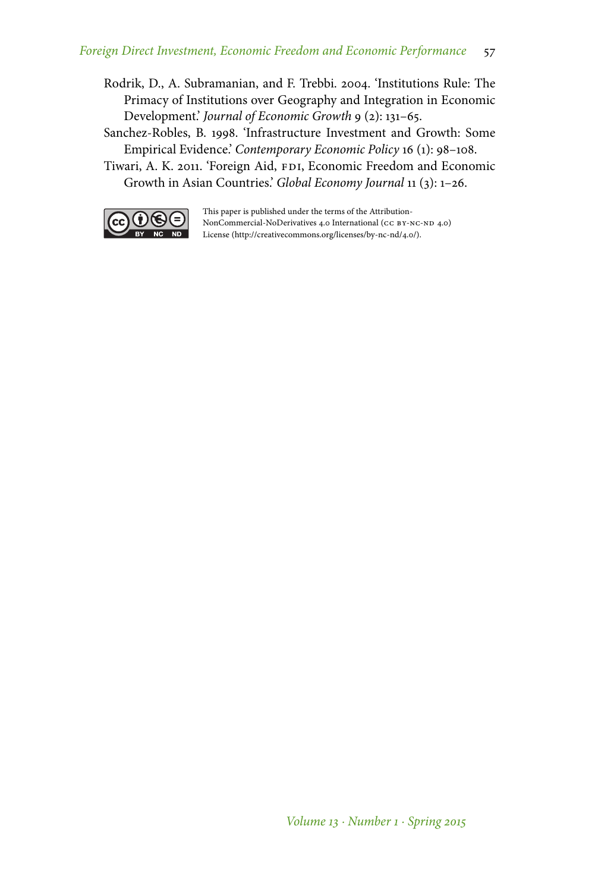Rodrik, D., A. Subramanian, and F. Trebbi. 2004. 'Institutions Rule: The Primacy of Institutions over Geography and Integration in Economic Development.' *Journal of Economic Growth* 9 (2): 131–65.

Sanchez-Robles, B. 1998. 'Infrastructure Investment and Growth: Some Empirical Evidence.' *Contemporary Economic Policy* 16 (1): 98–108.

Tiwari, A. K. 2011. 'Foreign Aid, FDI, Economic Freedom and Economic Growth in Asian Countries.' *Global Economy Journal* 11 (3): 1–26.

This paper is published under the terms of the Attribution-NonCommercial-NoDerivatives 4.0 International (CC BY-NC-ND 4.0) License (http://creativecommons.org/licenses/by-nc-nd/4.0/).